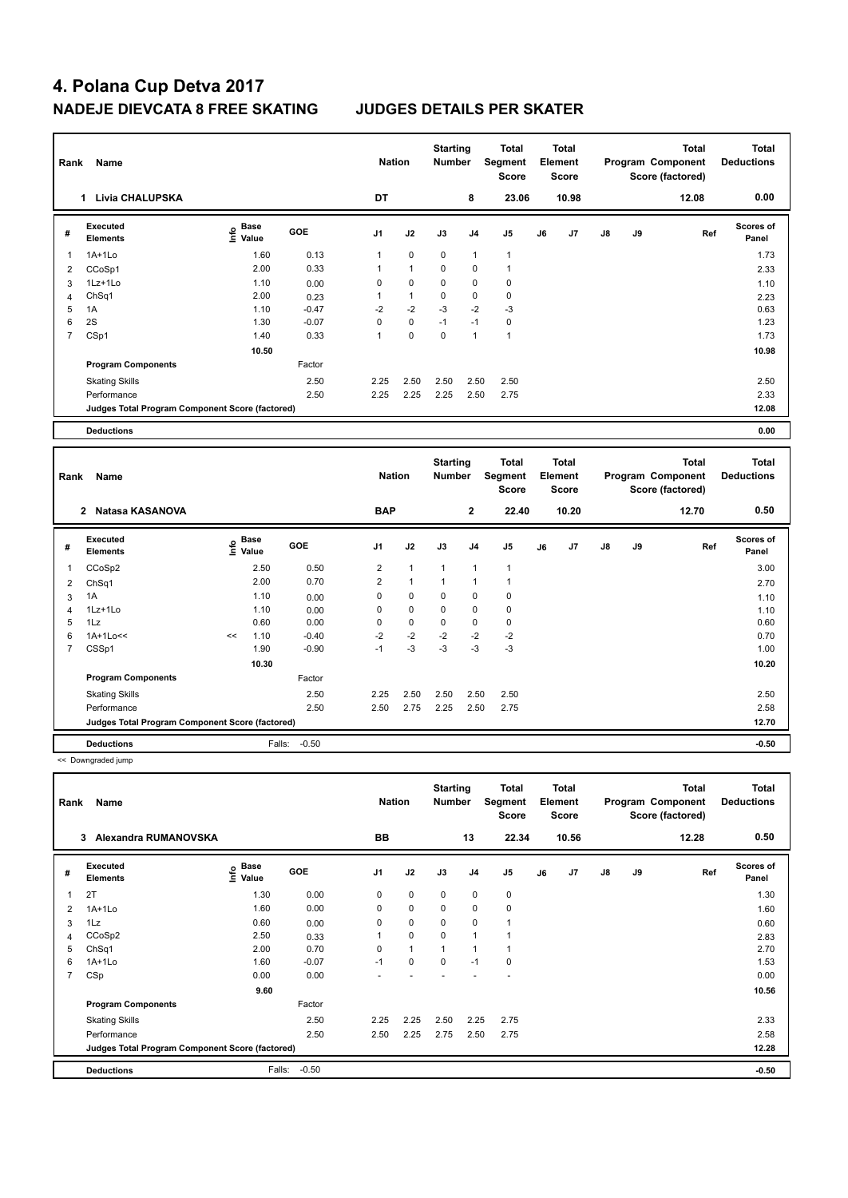# 4. Polana Cup Detva 2017

## NADEJE DIEVCATA 8 FREE SKATING — JUDGES DETAILS PER SKATER

| Rank | Name | Nation | Starting Number | Total Segment Score | Total Element Score | Total Program Component Score (factored) | Total Deductions |
|---|---|---|---|---|---|---|---|
| 1 | Livia CHALUPSKA | DT | 8 | 23.06 | 10.98 | 12.08 | 0.00 |

| # | Executed Elements | Info | Base Value | GOE | J1 | J2 | J3 | J4 | J5 | J6 | J7 | J8 | J9 | Ref | Scores of Panel |
|---|---|---|---|---|---|---|---|---|---|---|---|---|---|---|---|
| 1 | 1A+1Lo | | 1.60 | 0.13 | 1 | 0 | 0 | 1 | 1 | | | | | | 1.73 |
| 2 | CCoSp1 | | 2.00 | 0.33 | 1 | 1 | 0 | 0 | 1 | | | | | | 2.33 |
| 3 | 1Lz+1Lo | | 1.10 | 0.00 | 0 | 0 | 0 | 0 | 0 | | | | | | 1.10 |
| 4 | ChSq1 | | 2.00 | 0.23 | 1 | 1 | 0 | 0 | 0 | | | | | | 2.23 |
| 5 | 1A | | 1.10 | -0.47 | -2 | -2 | -3 | -2 | -3 | | | | | | 0.63 |
| 6 | 2S | | 1.30 | -0.07 | 0 | 0 | -1 | -1 | 0 | | | | | | 1.23 |
| 7 | CSp1 | | 1.40 | 0.33 | 1 | 0 | 0 | 1 | 1 | | | | | | 1.73 |
| | | | 10.50 | | | | | | | | | | | | 10.98 |
| | **Program Components** | | | Factor | | | | | | | | | | | |
| | Skating Skills | | | 2.50 | 2.25 | 2.50 | 2.50 | 2.50 | 2.50 | | | | | | 2.50 |
| | Performance | | | 2.50 | 2.25 | 2.25 | 2.25 | 2.50 | 2.75 | | | | | | 2.33 |
| | Judges Total Program Component Score (factored) | | | | | | | | | | | | | | 12.08 |
| | **Deductions** | | | | | | | | | | | | | | 0.00 |

| Rank | Name | Nation | Starting Number | Total Segment Score | Total Element Score | Total Program Component Score (factored) | Total Deductions |
|---|---|---|---|---|---|---|---|
| 2 | Natasa KASANOVA | BAP | 2 | 22.40 | 10.20 | 12.70 | 0.50 |

| # | Executed Elements | Info | Base Value | GOE | J1 | J2 | J3 | J4 | J5 | J6 | J7 | J8 | J9 | Ref | Scores of Panel |
|---|---|---|---|---|---|---|---|---|---|---|---|---|---|---|---|
| 1 | CCoSp2 | | 2.50 | 0.50 | 2 | 1 | 1 | 1 | 1 | | | | | | 3.00 |
| 2 | ChSq1 | | 2.00 | 0.70 | 2 | 1 | 1 | 1 | 1 | | | | | | 2.70 |
| 3 | 1A | | 1.10 | 0.00 | 0 | 0 | 0 | 0 | 0 | | | | | | 1.10 |
| 4 | 1Lz+1Lo | | 1.10 | 0.00 | 0 | 0 | 0 | 0 | 0 | | | | | | 1.10 |
| 5 | 1Lz | | 0.60 | 0.00 | 0 | 0 | 0 | 0 | 0 | | | | | | 0.60 |
| 6 | 1A+1Lo<< | << | 1.10 | -0.40 | -2 | -2 | -2 | -2 | -2 | | | | | | 0.70 |
| 7 | CSSp1 | | 1.90 | -0.90 | -1 | -3 | -3 | -3 | -3 | | | | | | 1.00 |
| | | | 10.30 | | | | | | | | | | | | 10.20 |
| | **Program Components** | | | Factor | | | | | | | | | | | |
| | Skating Skills | | | 2.50 | 2.25 | 2.50 | 2.50 | 2.50 | 2.50 | | | | | | 2.50 |
| | Performance | | | 2.50 | 2.50 | 2.75 | 2.25 | 2.50 | 2.75 | | | | | | 2.58 |
| | Judges Total Program Component Score (factored) | | | | | | | | | | | | | | 12.70 |
| | **Deductions** | | Falls: | -0.50 | | | | | | | | | | | -0.50 |

<< Downgraded jump

| Rank | Name | Nation | Starting Number | Total Segment Score | Total Element Score | Total Program Component Score (factored) | Total Deductions |
|---|---|---|---|---|---|---|---|
| 3 | Alexandra RUMANOVSKA | BB | 13 | 22.34 | 10.56 | 12.28 | 0.50 |

| # | Executed Elements | Info | Base Value | GOE | J1 | J2 | J3 | J4 | J5 | J6 | J7 | J8 | J9 | Ref | Scores of Panel |
|---|---|---|---|---|---|---|---|---|---|---|---|---|---|---|---|
| 1 | 2T | | 1.30 | 0.00 | 0 | 0 | 0 | 0 | 0 | | | | | | 1.30 |
| 2 | 1A+1Lo | | 1.60 | 0.00 | 0 | 0 | 0 | 0 | 0 | | | | | | 1.60 |
| 3 | 1Lz | | 0.60 | 0.00 | 0 | 0 | 0 | 0 | 1 | | | | | | 0.60 |
| 4 | CCoSp2 | | 2.50 | 0.33 | 1 | 0 | 0 | 1 | 1 | | | | | | 2.83 |
| 5 | ChSq1 | | 2.00 | 0.70 | 0 | 1 | 1 | 1 | 1 | | | | | | 2.70 |
| 6 | 1A+1Lo | | 1.60 | -0.07 | -1 | 0 | 0 | -1 | 0 | | | | | | 1.53 |
| 7 | CSp | | 0.00 | 0.00 | - | - | - | - | - | | | | | | 0.00 |
| | | | 9.60 | | | | | | | | | | | | 10.56 |
| | **Program Components** | | | Factor | | | | | | | | | | | |
| | Skating Skills | | | 2.50 | 2.25 | 2.25 | 2.50 | 2.25 | 2.75 | | | | | | 2.33 |
| | Performance | | | 2.50 | 2.50 | 2.25 | 2.75 | 2.50 | 2.75 | | | | | | 2.58 |
| | Judges Total Program Component Score (factored) | | | | | | | | | | | | | | 12.28 |
| | **Deductions** | | Falls: | -0.50 | | | | | | | | | | | -0.50 |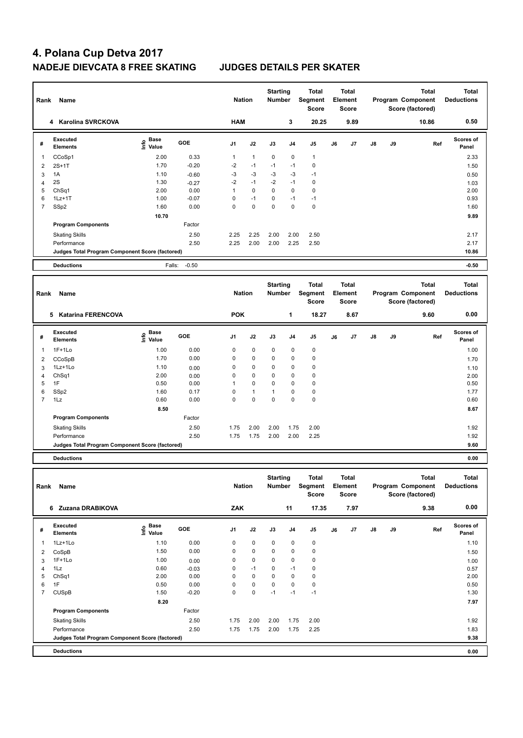# 4. Polana Cup Detva 2017

## NADEJE DIEVCATA 8 FREE SKATING    JUDGES DETAILS PER SKATER

| Rank | Name | Nation | Starting Number | Total Segment Score | Total Element Score | Total Program Component Score (factored) | Total Deductions |
|---|---|---|---|---|---|---|---|
| 4 | Karolina SVRCKOVA | HAM | 3 | 20.25 | 9.89 | 10.86 | 0.50 |

| # | Executed Elements | Info | Base Value | GOE | J1 | J2 | J3 | J4 | J5 | J6 | J7 | J8 | J9 | Ref | Scores of Panel |
|---|---|---|---|---|---|---|---|---|---|---|---|---|---|---|---|
| 1 | CCoSp1 | | 2.00 | 0.33 | 1 | 1 | 0 | 0 | 1 | | | | | | 2.33 |
| 2 | 2S+1T | | 1.70 | -0.20 | -2 | -1 | -1 | -1 | 0 | | | | | | 1.50 |
| 3 | 1A | | 1.10 | -0.60 | -3 | -3 | -3 | -3 | -1 | | | | | | 0.50 |
| 4 | 2S | | 1.30 | -0.27 | -2 | -1 | -2 | -1 | 0 | | | | | | 1.03 |
| 5 | ChSq1 | | 2.00 | 0.00 | 1 | 0 | 0 | 0 | 0 | | | | | | 2.00 |
| 6 | 1Lz+1T | | 1.00 | -0.07 | 0 | -1 | 0 | -1 | -1 | | | | | | 0.93 |
| 7 | SSp2 | | 1.60 | 0.00 | 0 | 0 | 0 | 0 | 0 | | | | | | 1.60 |
| | | | 10.70 | | | | | | | | | | | | 9.89 |
| | **Program Components** | | | Factor | | | | | | | | | | | |
| | Skating Skills | | | 2.50 | 2.25 | 2.25 | 2.00 | 2.00 | 2.50 | | | | | | 2.17 |
| | Performance | | | 2.50 | 2.25 | 2.00 | 2.00 | 2.25 | 2.50 | | | | | | 2.17 |
| | Judges Total Program Component Score (factored) | | | | | | | | | | | | | | 10.86 |
| | **Deductions** | | Falls: | -0.50 | | | | | | | | | | | -0.50 |

| Rank | Name | Nation | Starting Number | Total Segment Score | Total Element Score | Total Program Component Score (factored) | Total Deductions |
|---|---|---|---|---|---|---|---|
| 5 | Katarina FERENCOVA | POK | 1 | 18.27 | 8.67 | 9.60 | 0.00 |

| # | Executed Elements | Info | Base Value | GOE | J1 | J2 | J3 | J4 | J5 | J6 | J7 | J8 | J9 | Ref | Scores of Panel |
|---|---|---|---|---|---|---|---|---|---|---|---|---|---|---|---|
| 1 | 1F+1Lo | | 1.00 | 0.00 | 0 | 0 | 0 | 0 | 0 | | | | | | 1.00 |
| 2 | CCoSpB | | 1.70 | 0.00 | 0 | 0 | 0 | 0 | 0 | | | | | | 1.70 |
| 3 | 1Lz+1Lo | | 1.10 | 0.00 | 0 | 0 | 0 | 0 | 0 | | | | | | 1.10 |
| 4 | ChSq1 | | 2.00 | 0.00 | 0 | 0 | 0 | 0 | 0 | | | | | | 2.00 |
| 5 | 1F | | 0.50 | 0.00 | 1 | 0 | 0 | 0 | 0 | | | | | | 0.50 |
| 6 | SSp2 | | 1.60 | 0.17 | 0 | 1 | 1 | 0 | 0 | | | | | | 1.77 |
| 7 | 1Lz | | 0.60 | 0.00 | 0 | 0 | 0 | 0 | 0 | | | | | | 0.60 |
| | | | 8.50 | | | | | | | | | | | | 8.67 |
| | **Program Components** | | | Factor | | | | | | | | | | | |
| | Skating Skills | | | 2.50 | 1.75 | 2.00 | 2.00 | 1.75 | 2.00 | | | | | | 1.92 |
| | Performance | | | 2.50 | 1.75 | 1.75 | 2.00 | 2.00 | 2.25 | | | | | | 1.92 |
| | Judges Total Program Component Score (factored) | | | | | | | | | | | | | | 9.60 |
| | **Deductions** | | | | | | | | | | | | | | 0.00 |

| Rank | Name | Nation | Starting Number | Total Segment Score | Total Element Score | Total Program Component Score (factored) | Total Deductions |
|---|---|---|---|---|---|---|---|
| 6 | Zuzana DRABIKOVA | ZAK | 11 | 17.35 | 7.97 | 9.38 | 0.00 |

| # | Executed Elements | Info | Base Value | GOE | J1 | J2 | J3 | J4 | J5 | J6 | J7 | J8 | J9 | Ref | Scores of Panel |
|---|---|---|---|---|---|---|---|---|---|---|---|---|---|---|---|
| 1 | 1Lz+1Lo | | 1.10 | 0.00 | 0 | 0 | 0 | 0 | 0 | | | | | | 1.10 |
| 2 | CoSpB | | 1.50 | 0.00 | 0 | 0 | 0 | 0 | 0 | | | | | | 1.50 |
| 3 | 1F+1Lo | | 1.00 | 0.00 | 0 | 0 | 0 | 0 | 0 | | | | | | 1.00 |
| 4 | 1Lz | | 0.60 | -0.03 | 0 | -1 | 0 | -1 | 0 | | | | | | 0.57 |
| 5 | ChSq1 | | 2.00 | 0.00 | 0 | 0 | 0 | 0 | 0 | | | | | | 2.00 |
| 6 | 1F | | 0.50 | 0.00 | 0 | 0 | 0 | 0 | 0 | | | | | | 0.50 |
| 7 | CUSpB | | 1.50 | -0.20 | 0 | 0 | -1 | -1 | -1 | | | | | | 1.30 |
| | | | 8.20 | | | | | | | | | | | | 7.97 |
| | **Program Components** | | | Factor | | | | | | | | | | | |
| | Skating Skills | | | 2.50 | 1.75 | 2.00 | 2.00 | 1.75 | 2.00 | | | | | | 1.92 |
| | Performance | | | 2.50 | 1.75 | 1.75 | 2.00 | 1.75 | 2.25 | | | | | | 1.83 |
| | Judges Total Program Component Score (factored) | | | | | | | | | | | | | | 9.38 |
| | **Deductions** | | | | | | | | | | | | | | 0.00 |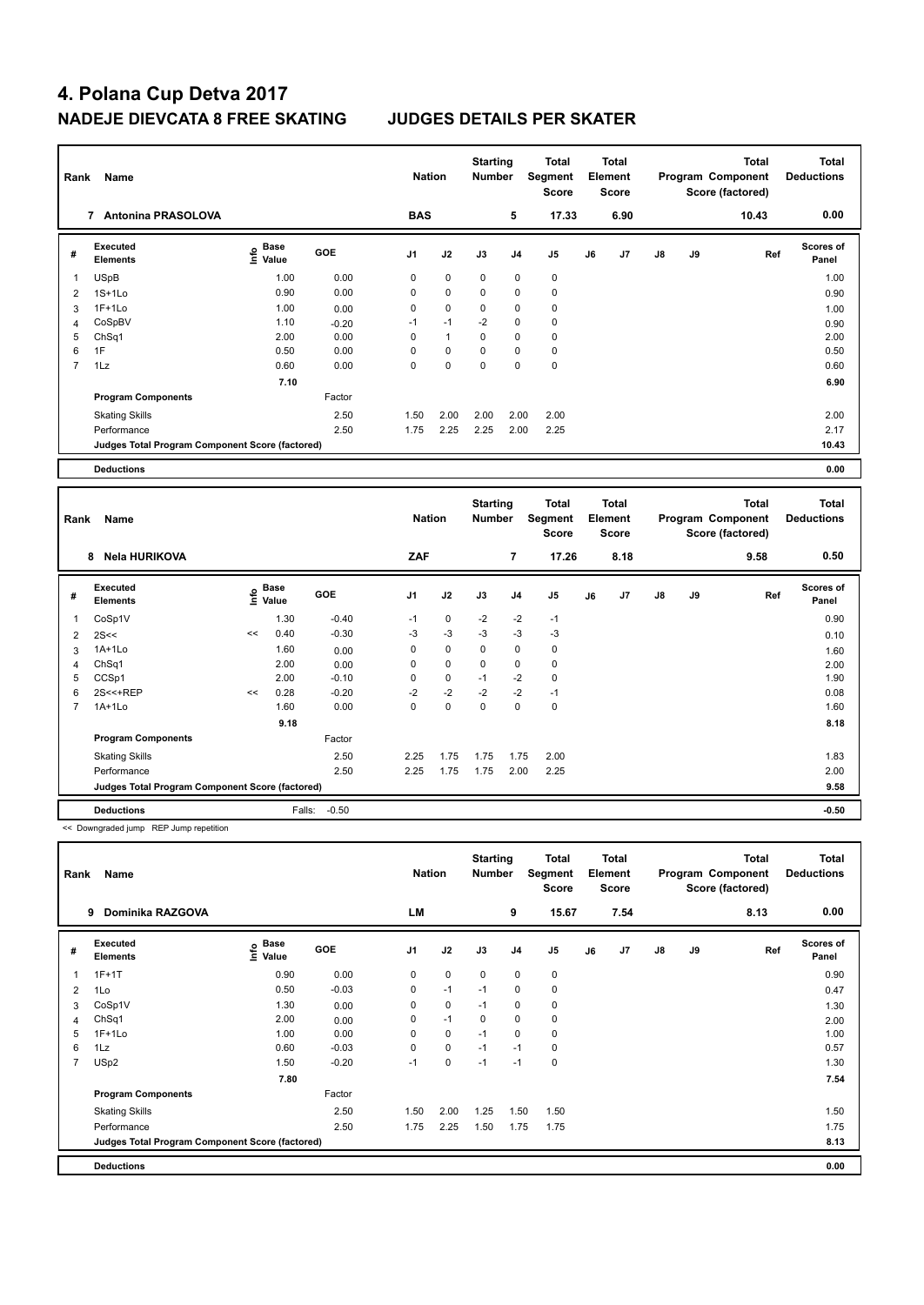# 4. Polana Cup Detva 2017

## NADEJE DIEVCATA 8 FREE SKATING    JUDGES DETAILS PER SKATER

| Rank | Name | Nation | Starting Number | Total Segment Score | Total Element Score | Total Program Component Score (factored) | Total Deductions |
|---|---|---|---|---|---|---|---|
| 7 | Antonina PRASOLOVA | BAS | 5 | 17.33 | 6.90 | 10.43 | 0.00 |

| # | Executed Elements | Info | Base Value | GOE | J1 | J2 | J3 | J4 | J5 | J6 | J7 | J8 | J9 | Ref | Scores of Panel |
|---|---|---|---|---|---|---|---|---|---|---|---|---|---|---|---|
| 1 | USpB | | 1.00 | 0.00 | 0 | 0 | 0 | 0 | 0 | | | | | | 1.00 |
| 2 | 1S+1Lo | | 0.90 | 0.00 | 0 | 0 | 0 | 0 | 0 | | | | | | 0.90 |
| 3 | 1F+1Lo | | 1.00 | 0.00 | 0 | 0 | 0 | 0 | 0 | | | | | | 1.00 |
| 4 | CoSpBV | | 1.10 | -0.20 | -1 | -1 | -2 | 0 | 0 | | | | | | 0.90 |
| 5 | ChSq1 | | 2.00 | 0.00 | 0 | 1 | 0 | 0 | 0 | | | | | | 2.00 |
| 6 | 1F | | 0.50 | 0.00 | 0 | 0 | 0 | 0 | 0 | | | | | | 0.50 |
| 7 | 1Lz | | 0.60 | 0.00 | 0 | 0 | 0 | 0 | 0 | | | | | | 0.60 |
| | | | 7.10 | | | | | | | | | | | | 6.90 |
| | **Program Components** | | | Factor | | | | | | | | | | | |
| | Skating Skills | | | 2.50 | 1.50 | 2.00 | 2.00 | 2.00 | 2.00 | | | | | | 2.00 |
| | Performance | | | 2.50 | 1.75 | 2.25 | 2.25 | 2.00 | 2.25 | | | | | | 2.17 |
| | **Judges Total Program Component Score (factored)** | | | | | | | | | | | | | | 10.43 |
| | **Deductions** | | | | | | | | | | | | | | 0.00 |

| Rank | Name | Nation | Starting Number | Total Segment Score | Total Element Score | Total Program Component Score (factored) | Total Deductions |
|---|---|---|---|---|---|---|---|
| 8 | Nela HURIKOVA | ZAF | 7 | 17.26 | 8.18 | 9.58 | 0.50 |

| # | Executed Elements | Info | Base Value | GOE | J1 | J2 | J3 | J4 | J5 | J6 | J7 | J8 | J9 | Ref | Scores of Panel |
|---|---|---|---|---|---|---|---|---|---|---|---|---|---|---|---|
| 1 | CoSp1V | | 1.30 | -0.40 | -1 | 0 | -2 | -2 | -1 | | | | | | 0.90 |
| 2 | 2S<< | << | 0.40 | -0.30 | -3 | -3 | -3 | -3 | -3 | | | | | | 0.10 |
| 3 | 1A+1Lo | | 1.60 | 0.00 | 0 | 0 | 0 | 0 | 0 | | | | | | 1.60 |
| 4 | ChSq1 | | 2.00 | 0.00 | 0 | 0 | 0 | 0 | 0 | | | | | | 2.00 |
| 5 | CCSp1 | | 2.00 | -0.10 | 0 | 0 | -1 | -2 | 0 | | | | | | 1.90 |
| 6 | 2S<<+REP | << | 0.28 | -0.20 | -2 | -2 | -2 | -2 | -1 | | | | | | 0.08 |
| 7 | 1A+1Lo | | 1.60 | 0.00 | 0 | 0 | 0 | 0 | 0 | | | | | | 1.60 |
| | | | 9.18 | | | | | | | | | | | | 8.18 |
| | **Program Components** | | | Factor | | | | | | | | | | | |
| | Skating Skills | | | 2.50 | 2.25 | 1.75 | 1.75 | 1.75 | 2.00 | | | | | | 1.83 |
| | Performance | | | 2.50 | 2.25 | 1.75 | 1.75 | 2.00 | 2.25 | | | | | | 2.00 |
| | **Judges Total Program Component Score (factored)** | | | | | | | | | | | | | | 9.58 |
| | **Deductions** | | | Falls: -0.50 | | | | | | | | | | | -0.50 |

<< Downgraded jump REP Jump repetition

| Rank | Name | Nation | Starting Number | Total Segment Score | Total Element Score | Total Program Component Score (factored) | Total Deductions |
|---|---|---|---|---|---|---|---|
| 9 | Dominika RAZGOVA | LM | 9 | 15.67 | 7.54 | 8.13 | 0.00 |

| # | Executed Elements | Info | Base Value | GOE | J1 | J2 | J3 | J4 | J5 | J6 | J7 | J8 | J9 | Ref | Scores of Panel |
|---|---|---|---|---|---|---|---|---|---|---|---|---|---|---|---|
| 1 | 1F+1T | | 0.90 | 0.00 | 0 | 0 | 0 | 0 | 0 | | | | | | 0.90 |
| 2 | 1Lo | | 0.50 | -0.03 | 0 | -1 | -1 | 0 | 0 | | | | | | 0.47 |
| 3 | CoSp1V | | 1.30 | 0.00 | 0 | 0 | -1 | 0 | 0 | | | | | | 1.30 |
| 4 | ChSq1 | | 2.00 | 0.00 | 0 | -1 | 0 | 0 | 0 | | | | | | 2.00 |
| 5 | 1F+1Lo | | 1.00 | 0.00 | 0 | 0 | -1 | 0 | 0 | | | | | | 1.00 |
| 6 | 1Lz | | 0.60 | -0.03 | 0 | 0 | -1 | -1 | 0 | | | | | | 0.57 |
| 7 | USp2 | | 1.50 | -0.20 | -1 | 0 | -1 | -1 | 0 | | | | | | 1.30 |
| | | | 7.80 | | | | | | | | | | | | 7.54 |
| | **Program Components** | | | Factor | | | | | | | | | | | |
| | Skating Skills | | | 2.50 | 1.50 | 2.00 | 1.25 | 1.50 | 1.50 | | | | | | 1.50 |
| | Performance | | | 2.50 | 1.75 | 2.25 | 1.50 | 1.75 | 1.75 | | | | | | 1.75 |
| | **Judges Total Program Component Score (factored)** | | | | | | | | | | | | | | 8.13 |
| | **Deductions** | | | | | | | | | | | | | | 0.00 |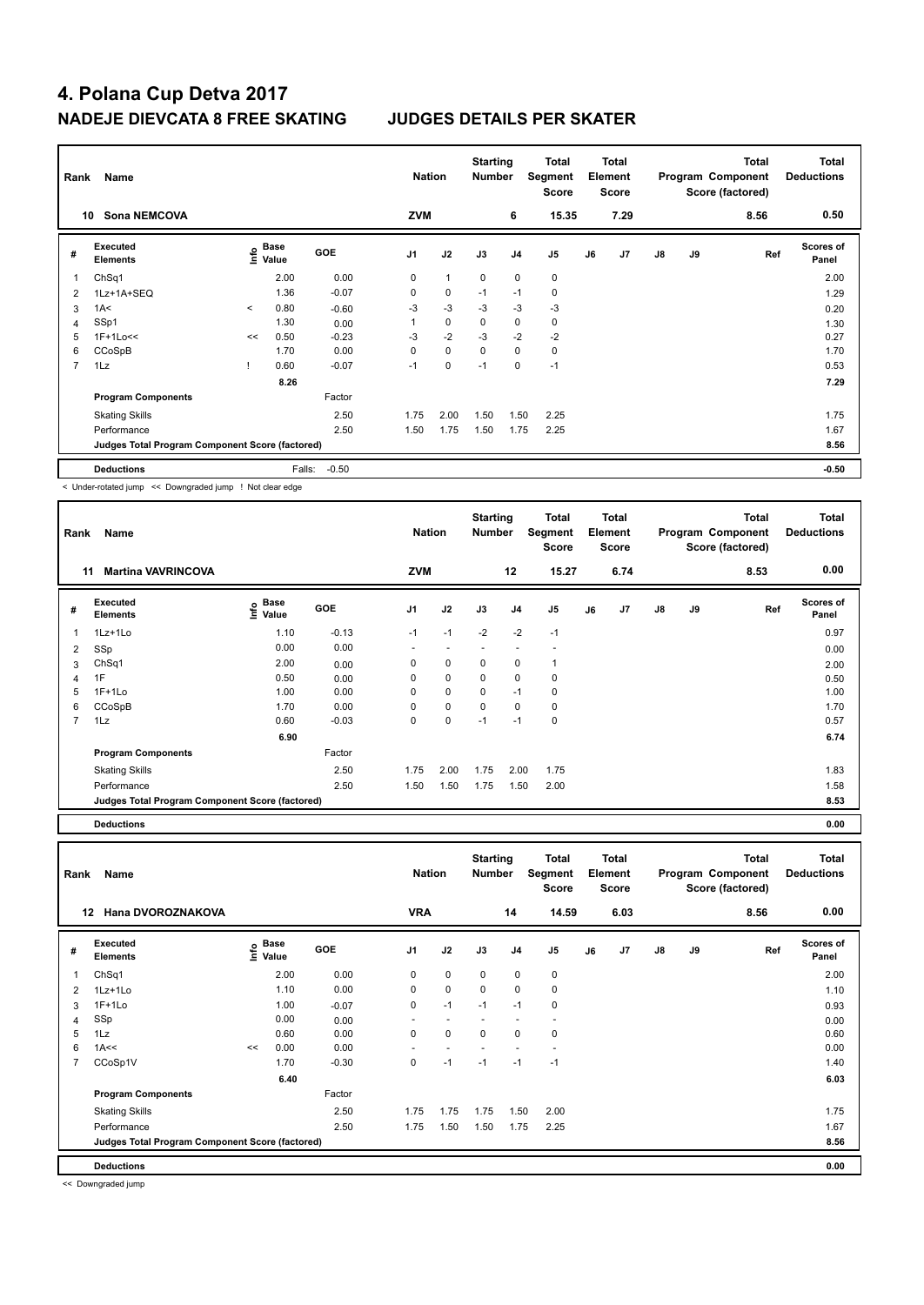# 4. Polana Cup Detva 2017

## NADEJE DIEVCATA 8 FREE SKATING — JUDGES DETAILS PER SKATER

| Rank | Name | Nation | Starting Number | Total Segment Score | Total Element Score | Total Program Component Score (factored) | Total Deductions |
|---|---|---|---|---|---|---|---|
| 10 | Sona NEMCOVA | ZVM | 6 | 15.35 | 7.29 | 8.56 | 0.50 |

| # | Executed Elements | Info | Base Value | GOE | J1 | J2 | J3 | J4 | J5 | J6 | J7 | J8 | J9 | Ref | Scores of Panel |
|---|---|---|---|---|---|---|---|---|---|---|---|---|---|---|---|
| 1 | ChSq1 | | 2.00 | 0.00 | 0 | 1 | 0 | 0 | 0 | | | | | | 2.00 |
| 2 | 1Lz+1A+SEQ | | 1.36 | -0.07 | 0 | 0 | -1 | -1 | 0 | | | | | | 1.29 |
| 3 | 1A< | < | 0.80 | -0.60 | -3 | -3 | -3 | -3 | -3 | | | | | | 0.20 |
| 4 | SSp1 | | 1.30 | 0.00 | 1 | 0 | 0 | 0 | 0 | | | | | | 1.30 |
| 5 | 1F+1Lo<< | << | 0.50 | -0.23 | -3 | -2 | -3 | -2 | -2 | | | | | | 0.27 |
| 6 | CCoSpB | | 1.70 | 0.00 | 0 | 0 | 0 | 0 | 0 | | | | | | 1.70 |
| 7 | 1Lz | ! | 0.60 | -0.07 | -1 | 0 | -1 | 0 | -1 | | | | | | 0.53 |
| | | | 8.26 | | | | | | | | | | | | 7.29 |
| | **Program Components** | | | Factor | | | | | | | | | | | |
| | Skating Skills | | | 2.50 | 1.75 | 2.00 | 1.50 | 1.50 | 2.25 | | | | | | 1.75 |
| | Performance | | | 2.50 | 1.50 | 1.75 | 1.50 | 1.75 | 2.25 | | | | | | 1.67 |
| | Judges Total Program Component Score (factored) | | | | | | | | | | | | | | 8.56 |
| | **Deductions** | | Falls: | -0.50 | | | | | | | | | | | -0.50 |

< Under-rotated jump << Downgraded jump ! Not clear edge

| Rank | Name | Nation | Starting Number | Total Segment Score | Total Element Score | Total Program Component Score (factored) | Total Deductions |
|---|---|---|---|---|---|---|---|
| 11 | Martina VAVRINCOVA | ZVM | 12 | 15.27 | 6.74 | 8.53 | 0.00 |

| # | Executed Elements | Info | Base Value | GOE | J1 | J2 | J3 | J4 | J5 | J6 | J7 | J8 | J9 | Ref | Scores of Panel |
|---|---|---|---|---|---|---|---|---|---|---|---|---|---|---|---|
| 1 | 1Lz+1Lo | | 1.10 | -0.13 | -1 | -1 | -2 | -2 | -1 | | | | | | 0.97 |
| 2 | SSp | | 0.00 | 0.00 | - | - | - | - | - | | | | | | 0.00 |
| 3 | ChSq1 | | 2.00 | 0.00 | 0 | 0 | 0 | 0 | 1 | | | | | | 2.00 |
| 4 | 1F | | 0.50 | 0.00 | 0 | 0 | 0 | 0 | 0 | | | | | | 0.50 |
| 5 | 1F+1Lo | | 1.00 | 0.00 | 0 | 0 | 0 | -1 | 0 | | | | | | 1.00 |
| 6 | CCoSpB | | 1.70 | 0.00 | 0 | 0 | 0 | 0 | 0 | | | | | | 1.70 |
| 7 | 1Lz | | 0.60 | -0.03 | 0 | 0 | -1 | -1 | 0 | | | | | | 0.57 |
| | | | 6.90 | | | | | | | | | | | | 6.74 |
| | **Program Components** | | | Factor | | | | | | | | | | | |
| | Skating Skills | | | 2.50 | 1.75 | 2.00 | 1.75 | 2.00 | 1.75 | | | | | | 1.83 |
| | Performance | | | 2.50 | 1.50 | 1.50 | 1.75 | 1.50 | 2.00 | | | | | | 1.58 |
| | Judges Total Program Component Score (factored) | | | | | | | | | | | | | | 8.53 |
| | **Deductions** | | | | | | | | | | | | | | 0.00 |

| Rank | Name | Nation | Starting Number | Total Segment Score | Total Element Score | Total Program Component Score (factored) | Total Deductions |
|---|---|---|---|---|---|---|---|
| 12 | Hana DVOROZNAKOVA | VRA | 14 | 14.59 | 6.03 | 8.56 | 0.00 |

| # | Executed Elements | Info | Base Value | GOE | J1 | J2 | J3 | J4 | J5 | J6 | J7 | J8 | J9 | Ref | Scores of Panel |
|---|---|---|---|---|---|---|---|---|---|---|---|---|---|---|---|
| 1 | ChSq1 | | 2.00 | 0.00 | 0 | 0 | 0 | 0 | 0 | | | | | | 2.00 |
| 2 | 1Lz+1Lo | | 1.10 | 0.00 | 0 | 0 | 0 | 0 | 0 | | | | | | 1.10 |
| 3 | 1F+1Lo | | 1.00 | -0.07 | 0 | -1 | -1 | -1 | 0 | | | | | | 0.93 |
| 4 | SSp | | 0.00 | 0.00 | - | - | - | - | - | | | | | | 0.00 |
| 5 | 1Lz | | 0.60 | 0.00 | 0 | 0 | 0 | 0 | 0 | | | | | | 0.60 |
| 6 | 1A<< | << | 0.00 | 0.00 | - | - | - | - | - | | | | | | 0.00 |
| 7 | CCoSp1V | | 1.70 | -0.30 | 0 | -1 | -1 | -1 | -1 | | | | | | 1.40 |
| | | | 6.40 | | | | | | | | | | | | 6.03 |
| | **Program Components** | | | Factor | | | | | | | | | | | |
| | Skating Skills | | | 2.50 | 1.75 | 1.75 | 1.75 | 1.50 | 2.00 | | | | | | 1.75 |
| | Performance | | | 2.50 | 1.75 | 1.50 | 1.50 | 1.75 | 2.25 | | | | | | 1.67 |
| | Judges Total Program Component Score (factored) | | | | | | | | | | | | | | 8.56 |
| | **Deductions** | | | | | | | | | | | | | | 0.00 |

<< Downgraded jump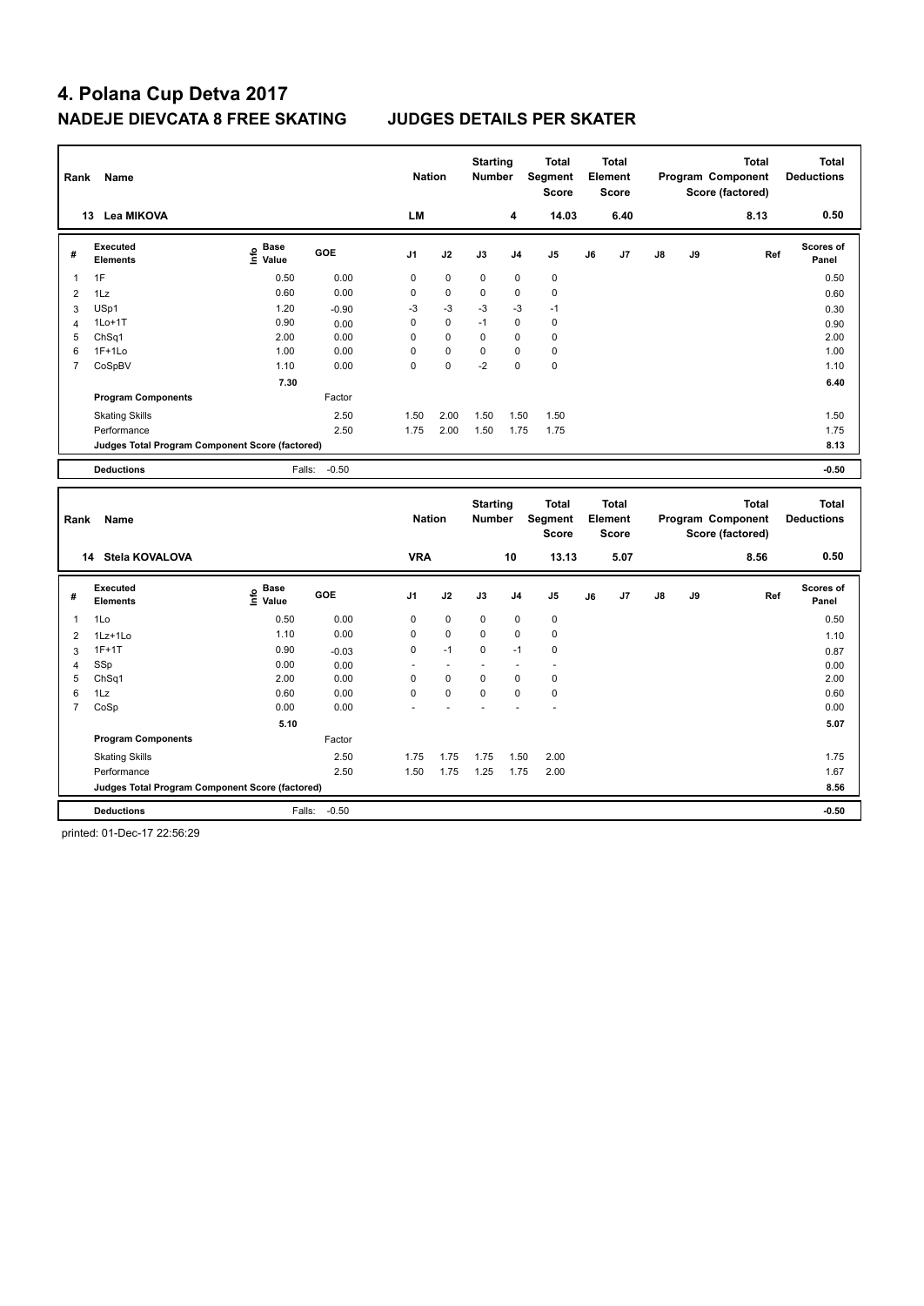# 4. Polana Cup Detva 2017

## NADEJE DIEVCATA 8 FREE SKATING JUDGES DETAILS PER SKATER

| Rank | Name | Nation | Starting Number | Total Segment Score | Total Element Score | Total Program Component Score (factored) | Total Deductions |
|---|---|---|---|---|---|---|---|
| 13 | Lea MIKOVA | LM | 4 | 14.03 | 6.40 | 8.13 | 0.50 |

| # | Executed Elements | Info | Base Value | GOE | J1 | J2 | J3 | J4 | J5 | J6 | J7 | J8 | J9 | Ref | Scores of Panel |
|---|---|---|---|---|---|---|---|---|---|---|---|---|---|---|---|
| 1 | 1F | | 0.50 | 0.00 | 0 | 0 | 0 | 0 | 0 | | | | | | 0.50 |
| 2 | 1Lz | | 0.60 | 0.00 | 0 | 0 | 0 | 0 | 0 | | | | | | 0.60 |
| 3 | USp1 | | 1.20 | -0.90 | -3 | -3 | -3 | -3 | -1 | | | | | | 0.30 |
| 4 | 1Lo+1T | | 0.90 | 0.00 | 0 | 0 | -1 | 0 | 0 | | | | | | 0.90 |
| 5 | ChSq1 | | 2.00 | 0.00 | 0 | 0 | 0 | 0 | 0 | | | | | | 2.00 |
| 6 | 1F+1Lo | | 1.00 | 0.00 | 0 | 0 | 0 | 0 | 0 | | | | | | 1.00 |
| 7 | CoSpBV | | 1.10 | 0.00 | 0 | 0 | -2 | 0 | 0 | | | | | | 1.10 |
| | | | 7.30 | | | | | | | | | | | | 6.40 |
| | **Program Components** | | | Factor | | | | | | | | | | | |
| | Skating Skills | | | 2.50 | 1.50 | 2.00 | 1.50 | 1.50 | 1.50 | | | | | | 1.50 |
| | Performance | | | 2.50 | 1.75 | 2.00 | 1.50 | 1.75 | 1.75 | | | | | | 1.75 |
| | Judges Total Program Component Score (factored) | | | | | | | | | | | | | | 8.13 |
| | **Deductions** | | Falls: | -0.50 | | | | | | | | | | | -0.50 |

| Rank | Name | Nation | Starting Number | Total Segment Score | Total Element Score | Total Program Component Score (factored) | Total Deductions |
|---|---|---|---|---|---|---|---|
| 14 | Stela KOVALOVA | VRA | 10 | 13.13 | 5.07 | 8.56 | 0.50 |

| # | Executed Elements | Info | Base Value | GOE | J1 | J2 | J3 | J4 | J5 | J6 | J7 | J8 | J9 | Ref | Scores of Panel |
|---|---|---|---|---|---|---|---|---|---|---|---|---|---|---|---|
| 1 | 1Lo | | 0.50 | 0.00 | 0 | 0 | 0 | 0 | 0 | | | | | | 0.50 |
| 2 | 1Lz+1Lo | | 1.10 | 0.00 | 0 | 0 | 0 | 0 | 0 | | | | | | 1.10 |
| 3 | 1F+1T | | 0.90 | -0.03 | 0 | -1 | 0 | -1 | 0 | | | | | | 0.87 |
| 4 | SSp | | 0.00 | 0.00 | - | - | - | - | - | | | | | | 0.00 |
| 5 | ChSq1 | | 2.00 | 0.00 | 0 | 0 | 0 | 0 | 0 | | | | | | 2.00 |
| 6 | 1Lz | | 0.60 | 0.00 | 0 | 0 | 0 | 0 | 0 | | | | | | 0.60 |
| 7 | CoSp | | 0.00 | 0.00 | - | - | - | - | - | | | | | | 0.00 |
| | | | 5.10 | | | | | | | | | | | | 5.07 |
| | **Program Components** | | | Factor | | | | | | | | | | | |
| | Skating Skills | | | 2.50 | 1.75 | 1.75 | 1.75 | 1.50 | 2.00 | | | | | | 1.75 |
| | Performance | | | 2.50 | 1.50 | 1.75 | 1.25 | 1.75 | 2.00 | | | | | | 1.67 |
| | Judges Total Program Component Score (factored) | | | | | | | | | | | | | | 8.56 |
| | **Deductions** | | Falls: | -0.50 | | | | | | | | | | | -0.50 |

printed: 01-Dec-17 22:56:29